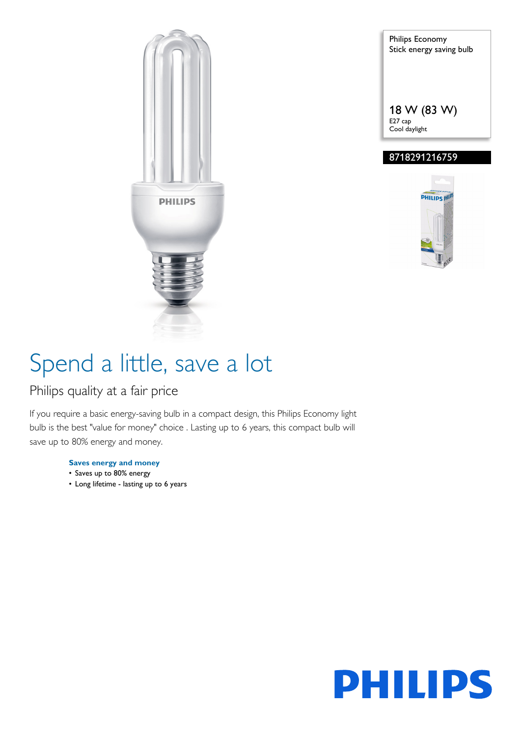Philips Economy
Stick energy saving bulb

18 W (83 W)
E27 cap
Cool daylight

8718291216759

# Spend a little, save a lot

## Philips quality at a fair price

If you require a basic energy-saving bulb in a compact design, this Philips Economy light bulb is the best "value for money" choice . Lasting up to 6 years, this compact bulb will save up to 80% energy and money.

**Saves energy and money**
- Saves up to 80% energy
- Long lifetime - lasting up to 6 years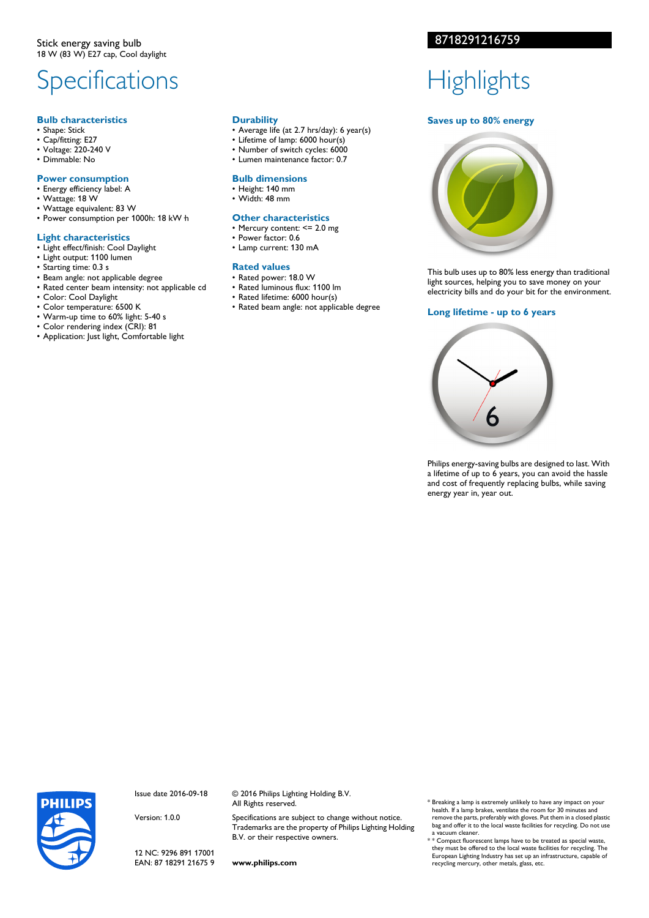Stick energy saving bulb
18 W (83 W) E27 cap, Cool daylight

8718291216759

# Specifications

### Bulb characteristics
- Shape: Stick
- Cap/fitting: E27
- Voltage: 220-240 V
- Dimmable: No

### Power consumption
- Energy efficiency label: A
- Wattage: 18 W
- Wattage equivalent: 83 W
- Power consumption per 1000h: 18 kW h

### Light characteristics
- Light effect/finish: Cool Daylight
- Light output: 1100 lumen
- Starting time: 0.3 s
- Beam angle: not applicable degree
- Rated center beam intensity: not applicable cd
- Color: Cool Daylight
- Color temperature: 6500 K
- Warm-up time to 60% light: 5-40 s
- Color rendering index (CRI): 81
- Application: Just light, Comfortable light

### Durability
- Average life (at 2.7 hrs/day): 6 year(s)
- Lifetime of lamp: 6000 hour(s)
- Number of switch cycles: 6000
- Lumen maintenance factor: 0.7

### Bulb dimensions
- Height: 140 mm
- Width: 48 mm

### Other characteristics
- Mercury content: <= 2.0 mg
- Power factor: 0.6
- Lamp current: 130 mA

### Rated values
- Rated power: 18.0 W
- Rated luminous flux: 1100 lm
- Rated lifetime: 6000 hour(s)
- Rated beam angle: not applicable degree

# Highlights

### Saves up to 80% energy

This bulb uses up to 80% less energy than traditional light sources, helping you to save money on your electricity bills and do your bit for the environment.

### Long lifetime - up to 6 years

Philips energy-saving bulbs are designed to last. With a lifetime of up to 6 years, you can avoid the hassle and cost of frequently replacing bulbs, while saving energy year in, year out.

Issue date 2016-09-18

Version: 1.0.0

12 NC: 9296 891 17001
EAN: 87 18291 21675 9

© 2016 Philips Lighting Holding B.V.
All Rights reserved.

Specifications are subject to change without notice. Trademarks are the property of Philips Lighting Holding B.V. or their respective owners.

www.philips.com

* Breaking a lamp is extremely unlikely to have any impact on your health. If a lamp brakes, ventilate the room for 30 minutes and remove the parts, preferably with gloves. Put them in a closed plastic bag and offer it to the local waste facilities for recycling. Do not use a vacuum cleaner.

* * Compact fluorescent lamps have to be treated as special waste, they must be offered to the local waste facilities for recycling. The European Lighting Industry has set up an infrastructure, capable of recycling mercury, other metals, glass, etc.